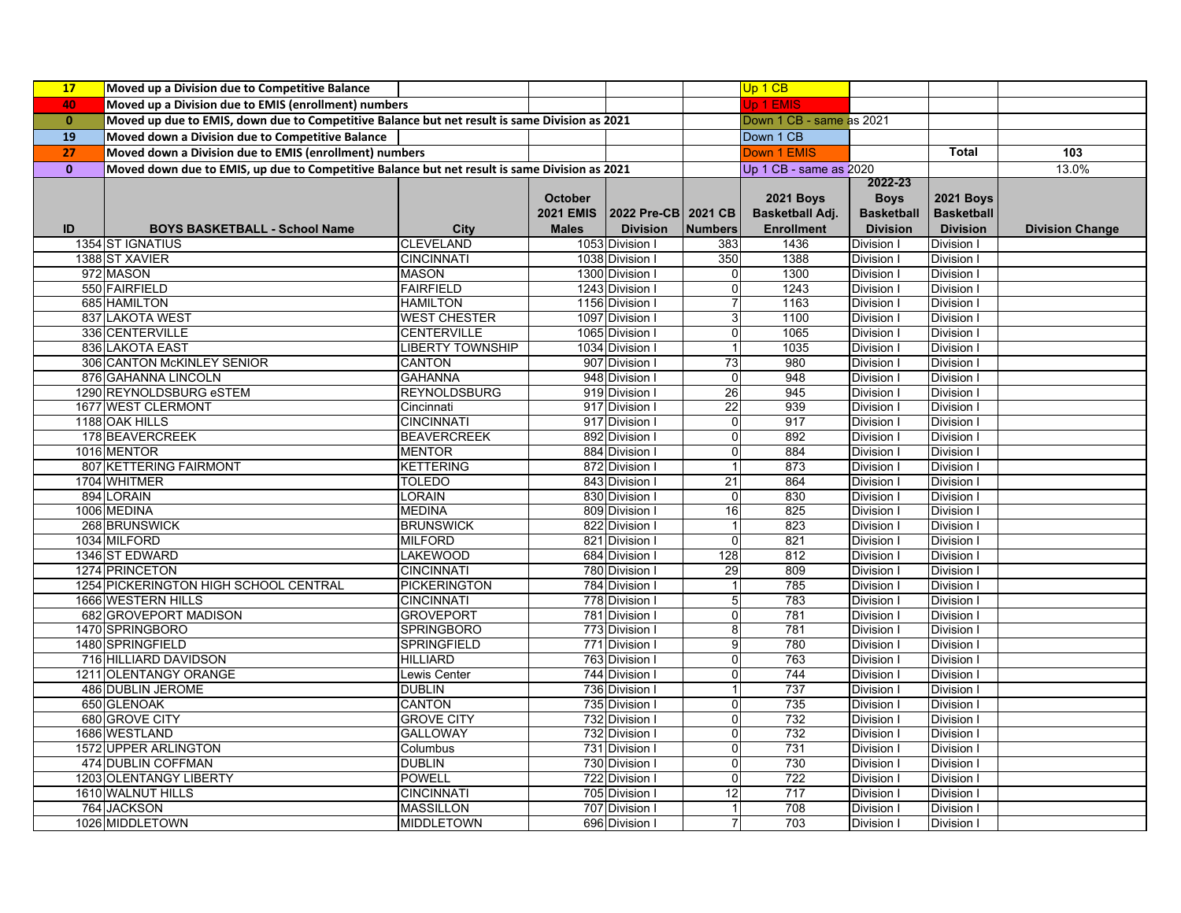| | | | | | | | | | |
|---|---|---|---|---|---|---|---|---|---|
| **17** | **Moved up a Division due to Competitive Balance** | | | | | Up 1 CB | | | |
| **40** | **Moved up a Division due to EMIS (enrollment) numbers** | | | | | Up 1 EMIS | | | |
| **0** | **Moved up due to EMIS, down due to Competitive Balance but net result is same Division as 2021** | | | | | Down 1 CB - same as 2021 | | | |
| **19** | **Moved down a Division due to Competitive Balance** | | | | | Down 1 CB | | | |
| **27** | **Moved down a Division due to EMIS (enrollment) numbers** | | | | | Down 1 EMIS | | **Total** | **103** |
| **0** | **Moved down due to EMIS, up due to Competitive Balance but net result is same Division as 2021** | | | | | Up 1 CB - same as 2020 | | | 13.0% |

| ID | BOYS BASKETBALL - School Name | City | October 2021 EMIS Males | 2022 Pre-CB Division | 2021 CB Numbers | 2021 Boys Basketball Adj. Enrollment | 2022-23 Boys Basketball Division | 2021 Boys Basketball Division | Division Change |
|---|---|---|---|---|---|---|---|---|---|
| 1354 | ST IGNATIUS | CLEVELAND | 1053 | Division I | 383 | 1436 | Division I | Division I | |
| 1388 | ST XAVIER | CINCINNATI | 1038 | Division I | 350 | 1388 | Division I | Division I | |
| 972 | MASON | MASON | 1300 | Division I | 0 | 1300 | Division I | Division I | |
| 550 | FAIRFIELD | FAIRFIELD | 1243 | Division I | 0 | 1243 | Division I | Division I | |
| 685 | HAMILTON | HAMILTON | 1156 | Division I | 7 | 1163 | Division I | Division I | |
| 837 | LAKOTA WEST | WEST CHESTER | 1097 | Division I | 3 | 1100 | Division I | Division I | |
| 336 | CENTERVILLE | CENTERVILLE | 1065 | Division I | 0 | 1065 | Division I | Division I | |
| 836 | LAKOTA EAST | LIBERTY TOWNSHIP | 1034 | Division I | 1 | 1035 | Division I | Division I | |
| 306 | CANTON McKINLEY SENIOR | CANTON | 907 | Division I | 73 | 980 | Division I | Division I | |
| 876 | GAHANNA LINCOLN | GAHANNA | 948 | Division I | 0 | 948 | Division I | Division I | |
| 1290 | REYNOLDSBURG eSTEM | REYNOLDSBURG | 919 | Division I | 26 | 945 | Division I | Division I | |
| 1677 | WEST CLERMONT | Cincinnati | 917 | Division I | 22 | 939 | Division I | Division I | |
| 1188 | OAK HILLS | CINCINNATI | 917 | Division I | 0 | 917 | Division I | Division I | |
| 178 | BEAVERCREEK | BEAVERCREEK | 892 | Division I | 0 | 892 | Division I | Division I | |
| 1016 | MENTOR | MENTOR | 884 | Division I | 0 | 884 | Division I | Division I | |
| 807 | KETTERING FAIRMONT | KETTERING | 872 | Division I | 1 | 873 | Division I | Division I | |
| 1704 | WHITMER | TOLEDO | 843 | Division I | 21 | 864 | Division I | Division I | |
| 894 | LORAIN | LORAIN | 830 | Division I | 0 | 830 | Division I | Division I | |
| 1006 | MEDINA | MEDINA | 809 | Division I | 16 | 825 | Division I | Division I | |
| 268 | BRUNSWICK | BRUNSWICK | 822 | Division I | 1 | 823 | Division I | Division I | |
| 1034 | MILFORD | MILFORD | 821 | Division I | 0 | 821 | Division I | Division I | |
| 1346 | ST EDWARD | LAKEWOOD | 684 | Division I | 128 | 812 | Division I | Division I | |
| 1274 | PRINCETON | CINCINNATI | 780 | Division I | 29 | 809 | Division I | Division I | |
| 1254 | PICKERINGTON HIGH SCHOOL CENTRAL | PICKERINGTON | 784 | Division I | 1 | 785 | Division I | Division I | |
| 1666 | WESTERN HILLS | CINCINNATI | 778 | Division I | 5 | 783 | Division I | Division I | |
| 682 | GROVEPORT MADISON | GROVEPORT | 781 | Division I | 0 | 781 | Division I | Division I | |
| 1470 | SPRINGBORO | SPRINGBORO | 773 | Division I | 8 | 781 | Division I | Division I | |
| 1480 | SPRINGFIELD | SPRINGFIELD | 771 | Division I | 9 | 780 | Division I | Division I | |
| 716 | HILLIARD DAVIDSON | HILLIARD | 763 | Division I | 0 | 763 | Division I | Division I | |
| 1211 | OLENTANGY ORANGE | Lewis Center | 744 | Division I | 0 | 744 | Division I | Division I | |
| 486 | DUBLIN JEROME | DUBLIN | 736 | Division I | 1 | 737 | Division I | Division I | |
| 650 | GLENOAK | CANTON | 735 | Division I | 0 | 735 | Division I | Division I | |
| 680 | GROVE CITY | GROVE CITY | 732 | Division I | 0 | 732 | Division I | Division I | |
| 1686 | WESTLAND | GALLOWAY | 732 | Division I | 0 | 732 | Division I | Division I | |
| 1572 | UPPER ARLINGTON | Columbus | 731 | Division I | 0 | 731 | Division I | Division I | |
| 474 | DUBLIN COFFMAN | DUBLIN | 730 | Division I | 0 | 730 | Division I | Division I | |
| 1203 | OLENTANGY LIBERTY | POWELL | 722 | Division I | 0 | 722 | Division I | Division I | |
| 1610 | WALNUT HILLS | CINCINNATI | 705 | Division I | 12 | 717 | Division I | Division I | |
| 764 | JACKSON | MASSILLON | 707 | Division I | 1 | 708 | Division I | Division I | |
| 1026 | MIDDLETOWN | MIDDLETOWN | 696 | Division I | 7 | 703 | Division I | Division I | |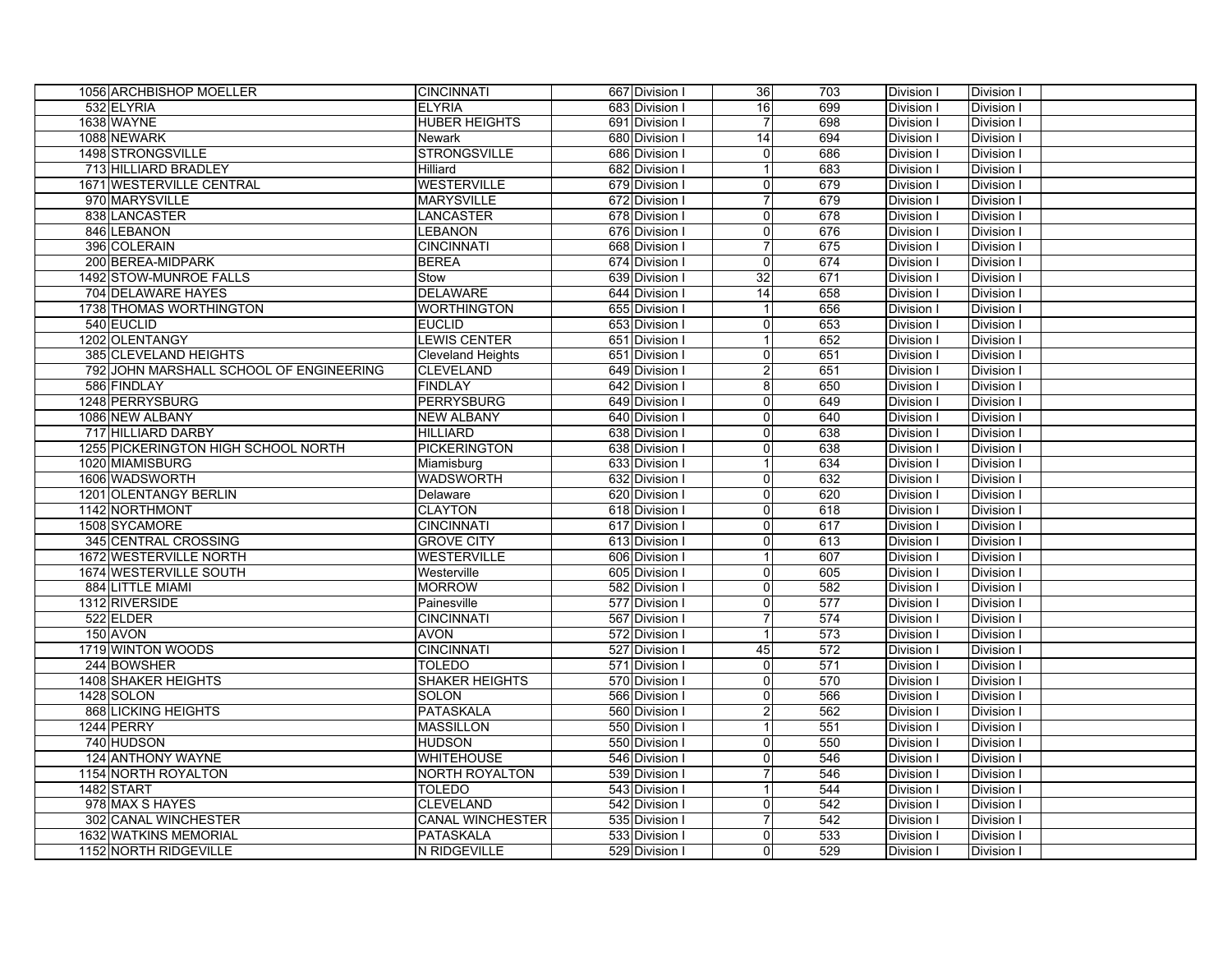| | | | | | | | | | |
|---|---|---|---|---|---|---|---|---|---|
| 1056 | ARCHBISHOP MOELLER | CINCINNATI | 667 | Division I | 36 | 703 | Division I | Division I | |
| 532 | ELYRIA | ELYRIA | 683 | Division I | 16 | 699 | Division I | Division I | |
| 1638 | WAYNE | HUBER HEIGHTS | 691 | Division I | 7 | 698 | Division I | Division I | |
| 1088 | NEWARK | Newark | 680 | Division I | 14 | 694 | Division I | Division I | |
| 1498 | STRONGSVILLE | STRONGSVILLE | 686 | Division I | 0 | 686 | Division I | Division I | |
| 713 | HILLIARD BRADLEY | Hilliard | 682 | Division I | 1 | 683 | Division I | Division I | |
| 1671 | WESTERVILLE CENTRAL | WESTERVILLE | 679 | Division I | 0 | 679 | Division I | Division I | |
| 970 | MARYSVILLE | MARYSVILLE | 672 | Division I | 7 | 679 | Division I | Division I | |
| 838 | LANCASTER | LANCASTER | 678 | Division I | 0 | 678 | Division I | Division I | |
| 846 | LEBANON | LEBANON | 676 | Division I | 0 | 676 | Division I | Division I | |
| 396 | COLERAIN | CINCINNATI | 668 | Division I | 7 | 675 | Division I | Division I | |
| 200 | BEREA-MIDPARK | BEREA | 674 | Division I | 0 | 674 | Division I | Division I | |
| 1492 | STOW-MUNROE FALLS | Stow | 639 | Division I | 32 | 671 | Division I | Division I | |
| 704 | DELAWARE HAYES | DELAWARE | 644 | Division I | 14 | 658 | Division I | Division I | |
| 1738 | THOMAS WORTHINGTON | WORTHINGTON | 655 | Division I | 1 | 656 | Division I | Division I | |
| 540 | EUCLID | EUCLID | 653 | Division I | 0 | 653 | Division I | Division I | |
| 1202 | OLENTANGY | LEWIS CENTER | 651 | Division I | 1 | 652 | Division I | Division I | |
| 385 | CLEVELAND HEIGHTS | Cleveland Heights | 651 | Division I | 0 | 651 | Division I | Division I | |
| 792 | JOHN MARSHALL SCHOOL OF ENGINEERING | CLEVELAND | 649 | Division I | 2 | 651 | Division I | Division I | |
| 586 | FINDLAY | FINDLAY | 642 | Division I | 8 | 650 | Division I | Division I | |
| 1248 | PERRYSBURG | PERRYSBURG | 649 | Division I | 0 | 649 | Division I | Division I | |
| 1086 | NEW ALBANY | NEW ALBANY | 640 | Division I | 0 | 640 | Division I | Division I | |
| 717 | HILLIARD DARBY | HILLIARD | 638 | Division I | 0 | 638 | Division I | Division I | |
| 1255 | PICKERINGTON HIGH SCHOOL NORTH | PICKERINGTON | 638 | Division I | 0 | 638 | Division I | Division I | |
| 1020 | MIAMISBURG | Miamisburg | 633 | Division I | 1 | 634 | Division I | Division I | |
| 1606 | WADSWORTH | WADSWORTH | 632 | Division I | 0 | 632 | Division I | Division I | |
| 1201 | OLENTANGY BERLIN | Delaware | 620 | Division I | 0 | 620 | Division I | Division I | |
| 1142 | NORTHMONT | CLAYTON | 618 | Division I | 0 | 618 | Division I | Division I | |
| 1508 | SYCAMORE | CINCINNATI | 617 | Division I | 0 | 617 | Division I | Division I | |
| 345 | CENTRAL CROSSING | GROVE CITY | 613 | Division I | 0 | 613 | Division I | Division I | |
| 1672 | WESTERVILLE NORTH | WESTERVILLE | 606 | Division I | 1 | 607 | Division I | Division I | |
| 1674 | WESTERVILLE SOUTH | Westerville | 605 | Division I | 0 | 605 | Division I | Division I | |
| 884 | LITTLE MIAMI | MORROW | 582 | Division I | 0 | 582 | Division I | Division I | |
| 1312 | RIVERSIDE | Painesville | 577 | Division I | 0 | 577 | Division I | Division I | |
| 522 | ELDER | CINCINNATI | 567 | Division I | 7 | 574 | Division I | Division I | |
| 150 | AVON | AVON | 572 | Division I | 1 | 573 | Division I | Division I | |
| 1719 | WINTON WOODS | CINCINNATI | 527 | Division I | 45 | 572 | Division I | Division I | |
| 244 | BOWSHER | TOLEDO | 571 | Division I | 0 | 571 | Division I | Division I | |
| 1408 | SHAKER HEIGHTS | SHAKER HEIGHTS | 570 | Division I | 0 | 570 | Division I | Division I | |
| 1428 | SOLON | SOLON | 566 | Division I | 0 | 566 | Division I | Division I | |
| 868 | LICKING HEIGHTS | PATASKALA | 560 | Division I | 2 | 562 | Division I | Division I | |
| 1244 | PERRY | MASSILLON | 550 | Division I | 1 | 551 | Division I | Division I | |
| 740 | HUDSON | HUDSON | 550 | Division I | 0 | 550 | Division I | Division I | |
| 124 | ANTHONY WAYNE | WHITEHOUSE | 546 | Division I | 0 | 546 | Division I | Division I | |
| 1154 | NORTH ROYALTON | NORTH ROYALTON | 539 | Division I | 7 | 546 | Division I | Division I | |
| 1482 | START | TOLEDO | 543 | Division I | 1 | 544 | Division I | Division I | |
| 978 | MAX S HAYES | CLEVELAND | 542 | Division I | 0 | 542 | Division I | Division I | |
| 302 | CANAL WINCHESTER | CANAL WINCHESTER | 535 | Division I | 7 | 542 | Division I | Division I | |
| 1632 | WATKINS MEMORIAL | PATASKALA | 533 | Division I | 0 | 533 | Division I | Division I | |
| 1152 | NORTH RIDGEVILLE | N RIDGEVILLE | 529 | Division I | 0 | 529 | Division I | Division I | |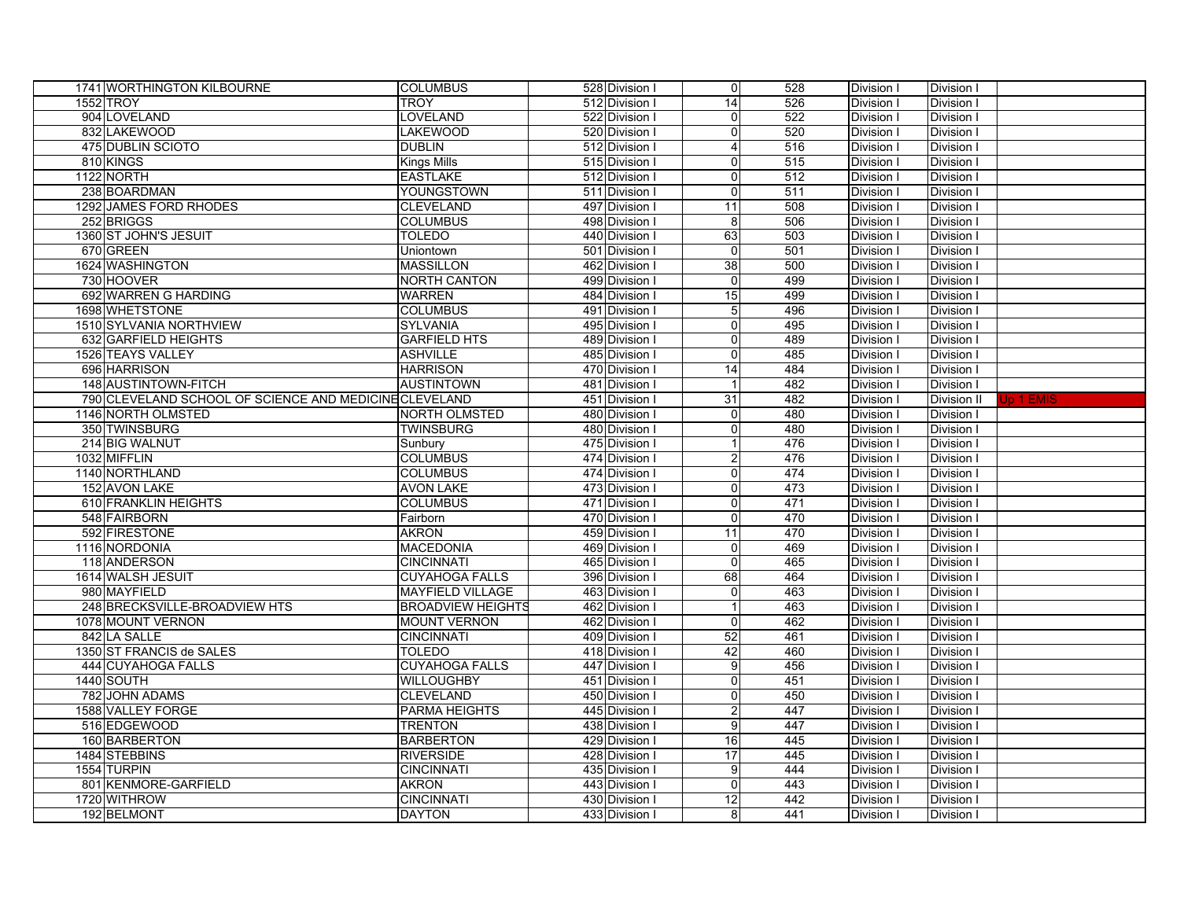| | | | | | | | | | |
|---|---|---|---|---|---|---|---|---|---|
| 1741 | WORTHINGTON KILBOURNE | COLUMBUS | 528 | Division I | 0 | 528 | Division I | Division I | |
| 1552 | TROY | TROY | 512 | Division I | 14 | 526 | Division I | Division I | |
| 904 | LOVELAND | LOVELAND | 522 | Division I | 0 | 522 | Division I | Division I | |
| 832 | LAKEWOOD | LAKEWOOD | 520 | Division I | 0 | 520 | Division I | Division I | |
| 475 | DUBLIN SCIOTO | DUBLIN | 512 | Division I | 4 | 516 | Division I | Division I | |
| 810 | KINGS | Kings Mills | 515 | Division I | 0 | 515 | Division I | Division I | |
| 1122 | NORTH | EASTLAKE | 512 | Division I | 0 | 512 | Division I | Division I | |
| 238 | BOARDMAN | YOUNGSTOWN | 511 | Division I | 0 | 511 | Division I | Division I | |
| 1292 | JAMES FORD RHODES | CLEVELAND | 497 | Division I | 11 | 508 | Division I | Division I | |
| 252 | BRIGGS | COLUMBUS | 498 | Division I | 8 | 506 | Division I | Division I | |
| 1360 | ST JOHN'S JESUIT | TOLEDO | 440 | Division I | 63 | 503 | Division I | Division I | |
| 670 | GREEN | Uniontown | 501 | Division I | 0 | 501 | Division I | Division I | |
| 1624 | WASHINGTON | MASSILLON | 462 | Division I | 38 | 500 | Division I | Division I | |
| 730 | HOOVER | NORTH CANTON | 499 | Division I | 0 | 499 | Division I | Division I | |
| 692 | WARREN G HARDING | WARREN | 484 | Division I | 15 | 499 | Division I | Division I | |
| 1698 | WHETSTONE | COLUMBUS | 491 | Division I | 5 | 496 | Division I | Division I | |
| 1510 | SYLVANIA NORTHVIEW | SYLVANIA | 495 | Division I | 0 | 495 | Division I | Division I | |
| 632 | GARFIELD HEIGHTS | GARFIELD HTS | 489 | Division I | 0 | 489 | Division I | Division I | |
| 1526 | TEAYS VALLEY | ASHVILLE | 485 | Division I | 0 | 485 | Division I | Division I | |
| 696 | HARRISON | HARRISON | 470 | Division I | 14 | 484 | Division I | Division I | |
| 148 | AUSTINTOWN-FITCH | AUSTINTOWN | 481 | Division I | 1 | 482 | Division I | Division I | |
| 790 | CLEVELAND SCHOOL OF SCIENCE AND MEDICINE | CLEVELAND | 451 | Division I | 31 | 482 | Division I | Division II | Up 1 EMIS |
| 1146 | NORTH OLMSTED | NORTH OLMSTED | 480 | Division I | 0 | 480 | Division I | Division I | |
| 350 | TWINSBURG | TWINSBURG | 480 | Division I | 0 | 480 | Division I | Division I | |
| 214 | BIG WALNUT | Sunbury | 475 | Division I | 1 | 476 | Division I | Division I | |
| 1032 | MIFFLIN | COLUMBUS | 474 | Division I | 2 | 476 | Division I | Division I | |
| 1140 | NORTHLAND | COLUMBUS | 474 | Division I | 0 | 474 | Division I | Division I | |
| 152 | AVON LAKE | AVON LAKE | 473 | Division I | 0 | 473 | Division I | Division I | |
| 610 | FRANKLIN HEIGHTS | COLUMBUS | 471 | Division I | 0 | 471 | Division I | Division I | |
| 548 | FAIRBORN | Fairborn | 470 | Division I | 0 | 470 | Division I | Division I | |
| 592 | FIRESTONE | AKRON | 459 | Division I | 11 | 470 | Division I | Division I | |
| 1116 | NORDONIA | MACEDONIA | 469 | Division I | 0 | 469 | Division I | Division I | |
| 118 | ANDERSON | CINCINNATI | 465 | Division I | 0 | 465 | Division I | Division I | |
| 1614 | WALSH JESUIT | CUYAHOGA FALLS | 396 | Division I | 68 | 464 | Division I | Division I | |
| 980 | MAYFIELD | MAYFIELD VILLAGE | 463 | Division I | 0 | 463 | Division I | Division I | |
| 248 | BRECKSVILLE-BROADVIEW HTS | BROADVIEW HEIGHTS | 462 | Division I | 1 | 463 | Division I | Division I | |
| 1078 | MOUNT VERNON | MOUNT VERNON | 462 | Division I | 0 | 462 | Division I | Division I | |
| 842 | LA SALLE | CINCINNATI | 409 | Division I | 52 | 461 | Division I | Division I | |
| 1350 | ST FRANCIS de SALES | TOLEDO | 418 | Division I | 42 | 460 | Division I | Division I | |
| 444 | CUYAHOGA FALLS | CUYAHOGA FALLS | 447 | Division I | 9 | 456 | Division I | Division I | |
| 1440 | SOUTH | WILLOUGHBY | 451 | Division I | 0 | 451 | Division I | Division I | |
| 782 | JOHN ADAMS | CLEVELAND | 450 | Division I | 0 | 450 | Division I | Division I | |
| 1588 | VALLEY FORGE | PARMA HEIGHTS | 445 | Division I | 2 | 447 | Division I | Division I | |
| 516 | EDGEWOOD | TRENTON | 438 | Division I | 9 | 447 | Division I | Division I | |
| 160 | BARBERTON | BARBERTON | 429 | Division I | 16 | 445 | Division I | Division I | |
| 1484 | STEBBINS | RIVERSIDE | 428 | Division I | 17 | 445 | Division I | Division I | |
| 1554 | TURPIN | CINCINNATI | 435 | Division I | 9 | 444 | Division I | Division I | |
| 801 | KENMORE-GARFIELD | AKRON | 443 | Division I | 0 | 443 | Division I | Division I | |
| 1720 | WITHROW | CINCINNATI | 430 | Division I | 12 | 442 | Division I | Division I | |
| 192 | BELMONT | DAYTON | 433 | Division I | 8 | 441 | Division I | Division I | |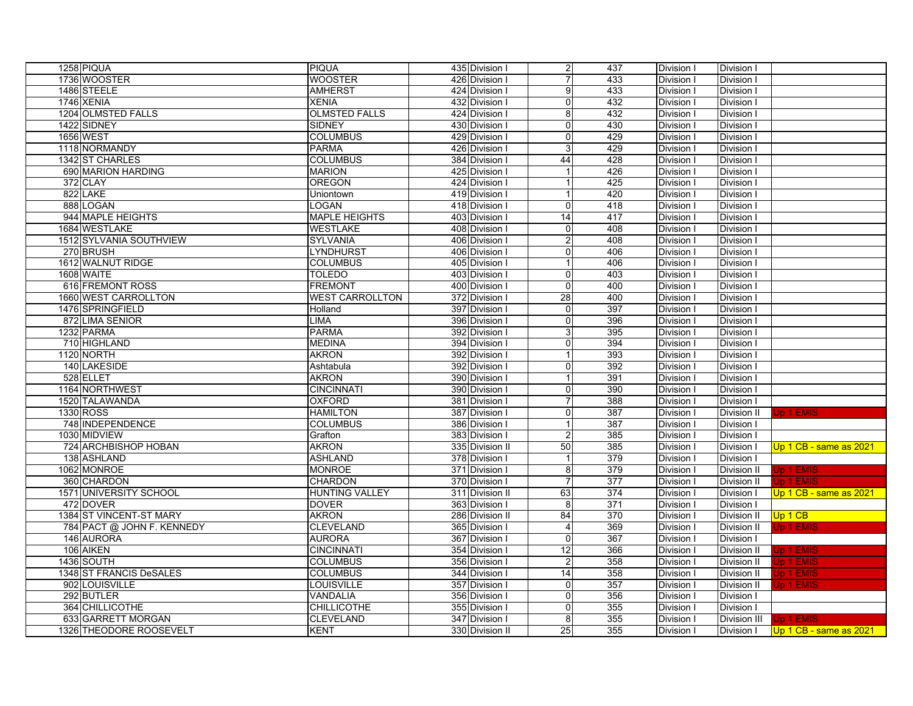| | | | | | | | | |
|---|---|---|---|---|---|---|---|---|
| 1258 | PIQUA | PIQUA | 435 | Division I | 2 | 437 | Division I | Division I | |
| 1736 | WOOSTER | WOOSTER | 426 | Division I | 7 | 433 | Division I | Division I | |
| 1486 | STEELE | AMHERST | 424 | Division I | 9 | 433 | Division I | Division I | |
| 1746 | XENIA | XENIA | 432 | Division I | 0 | 432 | Division I | Division I | |
| 1204 | OLMSTED FALLS | OLMSTED FALLS | 424 | Division I | 8 | 432 | Division I | Division I | |
| 1422 | SIDNEY | SIDNEY | 430 | Division I | 0 | 430 | Division I | Division I | |
| 1656 | WEST | COLUMBUS | 429 | Division I | 0 | 429 | Division I | Division I | |
| 1118 | NORMANDY | PARMA | 426 | Division I | 3 | 429 | Division I | Division I | |
| 1342 | ST CHARLES | COLUMBUS | 384 | Division I | 44 | 428 | Division I | Division I | |
| 690 | MARION HARDING | MARION | 425 | Division I | 1 | 426 | Division I | Division I | |
| 372 | CLAY | OREGON | 424 | Division I | 1 | 425 | Division I | Division I | |
| 822 | LAKE | Uniontown | 419 | Division I | 1 | 420 | Division I | Division I | |
| 888 | LOGAN | LOGAN | 418 | Division I | 0 | 418 | Division I | Division I | |
| 944 | MAPLE HEIGHTS | MAPLE HEIGHTS | 403 | Division I | 14 | 417 | Division I | Division I | |
| 1684 | WESTLAKE | WESTLAKE | 408 | Division I | 0 | 408 | Division I | Division I | |
| 1512 | SYLVANIA SOUTHVIEW | SYLVANIA | 406 | Division I | 2 | 408 | Division I | Division I | |
| 270 | BRUSH | LYNDHURST | 406 | Division I | 0 | 406 | Division I | Division I | |
| 1612 | WALNUT RIDGE | COLUMBUS | 405 | Division I | 1 | 406 | Division I | Division I | |
| 1608 | WAITE | TOLEDO | 403 | Division I | 0 | 403 | Division I | Division I | |
| 616 | FREMONT ROSS | FREMONT | 400 | Division I | 0 | 400 | Division I | Division I | |
| 1660 | WEST CARROLLTON | WEST CARROLLTON | 372 | Division I | 28 | 400 | Division I | Division I | |
| 1476 | SPRINGFIELD | Holland | 397 | Division I | 0 | 397 | Division I | Division I | |
| 872 | LIMA SENIOR | LIMA | 396 | Division I | 0 | 396 | Division I | Division I | |
| 1232 | PARMA | PARMA | 392 | Division I | 3 | 395 | Division I | Division I | |
| 710 | HIGHLAND | MEDINA | 394 | Division I | 0 | 394 | Division I | Division I | |
| 1120 | NORTH | AKRON | 392 | Division I | 1 | 393 | Division I | Division I | |
| 140 | LAKESIDE | Ashtabula | 392 | Division I | 0 | 392 | Division I | Division I | |
| 528 | ELLET | AKRON | 390 | Division I | 1 | 391 | Division I | Division I | |
| 1164 | NORTHWEST | CINCINNATI | 390 | Division I | 0 | 390 | Division I | Division I | |
| 1520 | TALAWANDA | OXFORD | 381 | Division I | 7 | 388 | Division I | Division I | |
| 1330 | ROSS | HAMILTON | 387 | Division I | 0 | 387 | Division I | Division II | Up 1 EMIS |
| 748 | INDEPENDENCE | COLUMBUS | 386 | Division I | 1 | 387 | Division I | Division I | |
| 1030 | MIDVIEW | Grafton | 383 | Division I | 2 | 385 | Division I | Division I | |
| 724 | ARCHBISHOP HOBAN | AKRON | 335 | Division II | 50 | 385 | Division I | Division I | Up 1 CB - same as 2021 |
| 138 | ASHLAND | ASHLAND | 378 | Division I | 1 | 379 | Division I | Division I | |
| 1062 | MONROE | MONROE | 371 | Division I | 8 | 379 | Division I | Division II | Up 1 EMIS |
| 360 | CHARDON | CHARDON | 370 | Division I | 7 | 377 | Division I | Division II | Up 1 EMIS |
| 1571 | UNIVERSITY SCHOOL | HUNTING VALLEY | 311 | Division II | 63 | 374 | Division I | Division I | Up 1 CB - same as 2021 |
| 472 | DOVER | DOVER | 363 | Division I | 8 | 371 | Division I | Division I | |
| 1384 | ST VINCENT-ST MARY | AKRON | 286 | Division II | 84 | 370 | Division I | Division II | Up 1 CB |
| 784 | PACT @ JOHN F. KENNEDY | CLEVELAND | 365 | Division I | 4 | 369 | Division I | Division II | Up 1 EMIS |
| 146 | AURORA | AURORA | 367 | Division I | 0 | 367 | Division I | Division I | |
| 106 | AIKEN | CINCINNATI | 354 | Division I | 12 | 366 | Division I | Division II | Up 1 EMIS |
| 1436 | SOUTH | COLUMBUS | 356 | Division I | 2 | 358 | Division I | Division II | Up 1 EMIS |
| 1348 | ST FRANCIS DeSALES | COLUMBUS | 344 | Division I | 14 | 358 | Division I | Division II | Up 1 EMIS |
| 902 | LOUISVILLE | LOUISVILLE | 357 | Division I | 0 | 357 | Division I | Division II | Up 1 EMIS |
| 292 | BUTLER | VANDALIA | 356 | Division I | 0 | 356 | Division I | Division I | |
| 364 | CHILLICOTHE | CHILLICOTHE | 355 | Division I | 0 | 355 | Division I | Division I | |
| 633 | GARRETT MORGAN | CLEVELAND | 347 | Division I | 8 | 355 | Division I | Division III | Up 1 EMIS |
| 1326 | THEODORE ROOSEVELT | KENT | 330 | Division II | 25 | 355 | Division I | Division I | Up 1 CB - same as 2021 |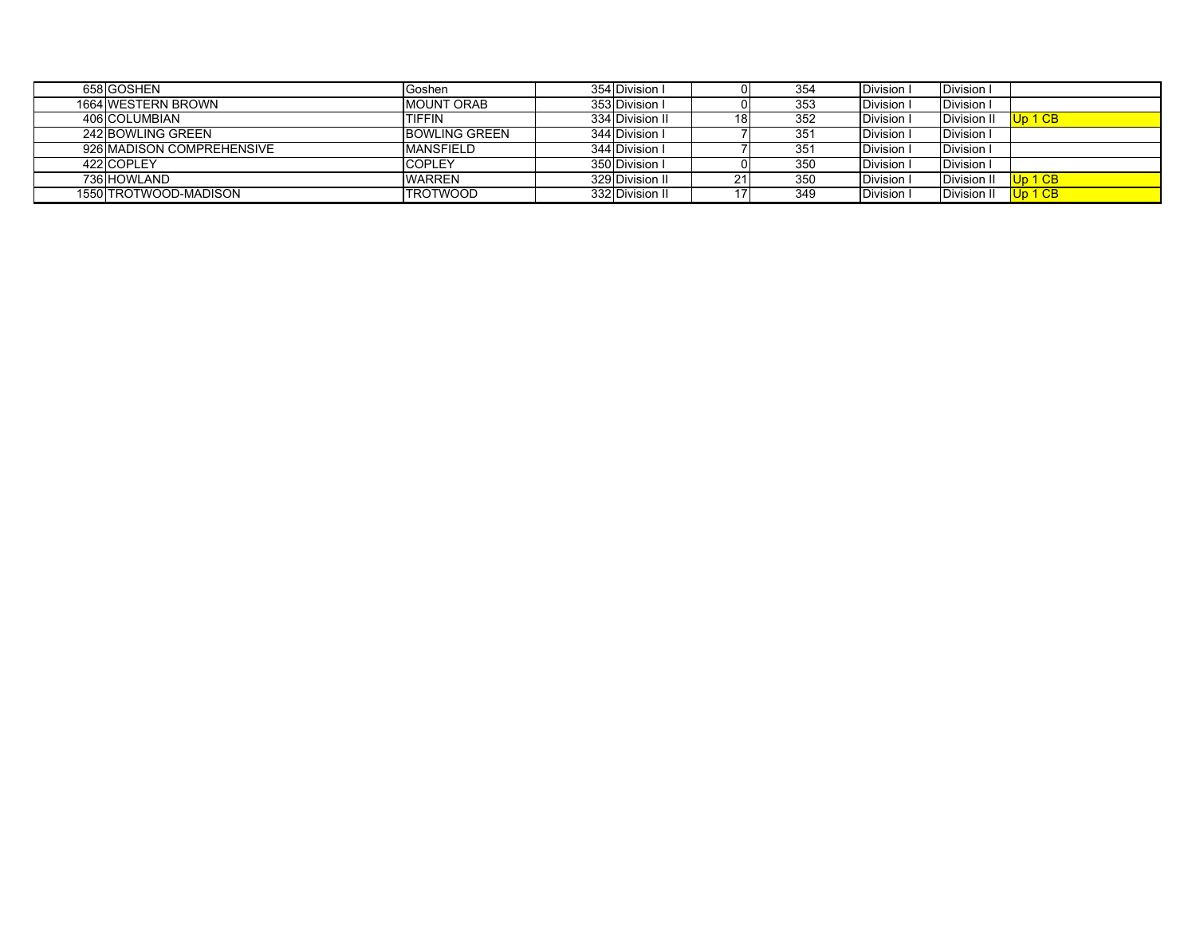| | | | | | | | | | |
|---|---|---|---|---|---|---|---|---|---|
| 658 | GOSHEN | Goshen | 354 | Division I | 0 | 354 | Division I | Division I | |
| 1664 | WESTERN BROWN | MOUNT ORAB | 353 | Division I | 0 | 353 | Division I | Division I | |
| 406 | COLUMBIAN | TIFFIN | 334 | Division II | 18 | 352 | Division I | Division II | Up 1 CB |
| 242 | BOWLING GREEN | BOWLING GREEN | 344 | Division I | 7 | 351 | Division I | Division I | |
| 926 | MADISON COMPREHENSIVE | MANSFIELD | 344 | Division I | 7 | 351 | Division I | Division I | |
| 422 | COPLEY | COPLEY | 350 | Division I | 0 | 350 | Division I | Division I | |
| 736 | HOWLAND | WARREN | 329 | Division II | 21 | 350 | Division I | Division II | Up 1 CB |
| 1550 | TROTWOOD-MADISON | TROTWOOD | 332 | Division II | 17 | 349 | Division I | Division II | Up 1 CB |